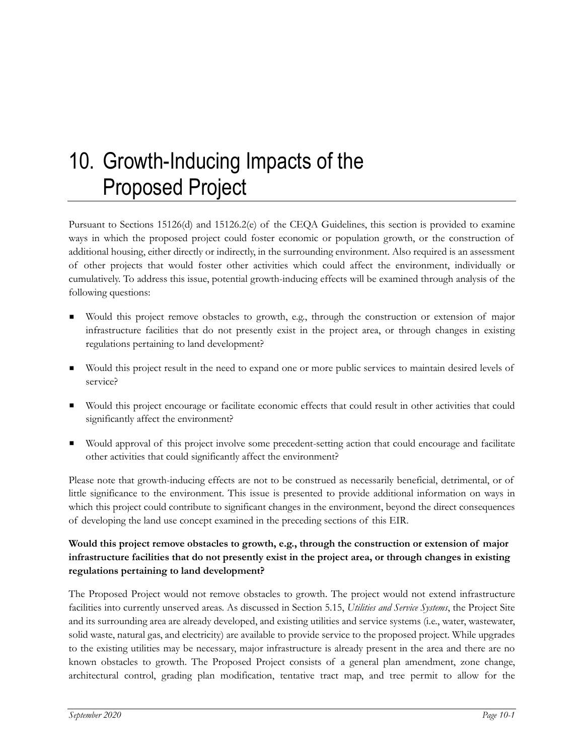# 10. Growth-Inducing Impacts of the Proposed Project

Pursuant to Sections 15126(d) and 15126.2(e) of the CEQA Guidelines, this section is provided to examine ways in which the proposed project could foster economic or population growth, or the construction of additional housing, either directly or indirectly, in the surrounding environment. Also required is an assessment of other projects that would foster other activities which could affect the environment, individually or cumulatively. To address this issue, potential growth-inducing effects will be examined through analysis of the following questions:

- Would this project remove obstacles to growth, e.g., through the construction or extension of major infrastructure facilities that do not presently exist in the project area, or through changes in existing regulations pertaining to land development?
- Would this project result in the need to expand one or more public services to maintain desired levels of service?
- Would this project encourage or facilitate economic effects that could result in other activities that could significantly affect the environment?
- Would approval of this project involve some precedent-setting action that could encourage and facilitate other activities that could significantly affect the environment?

Please note that growth-inducing effects are not to be construed as necessarily beneficial, detrimental, or of little significance to the environment. This issue is presented to provide additional information on ways in which this project could contribute to significant changes in the environment, beyond the direct consequences of developing the land use concept examined in the preceding sections of this EIR.

**Would this project remove obstacles to growth, e.g., through the construction or extension of major infrastructure facilities that do not presently exist in the project area, or through changes in existing regulations pertaining to land development?**

The Proposed Project would not remove obstacles to growth. The project would not extend infrastructure facilities into currently unserved areas. As discussed in Section 5.15, *Utilities and Service Systems*, the Project Site and its surrounding area are already developed, and existing utilities and service systems (i.e., water, wastewater, solid waste, natural gas, and electricity) are available to provide service to the proposed project. While upgrades to the existing utilities may be necessary, major infrastructure is already present in the area and there are no known obstacles to growth. The Proposed Project consists of a general plan amendment, zone change, architectural control, grading plan modification, tentative tract map, and tree permit to allow for the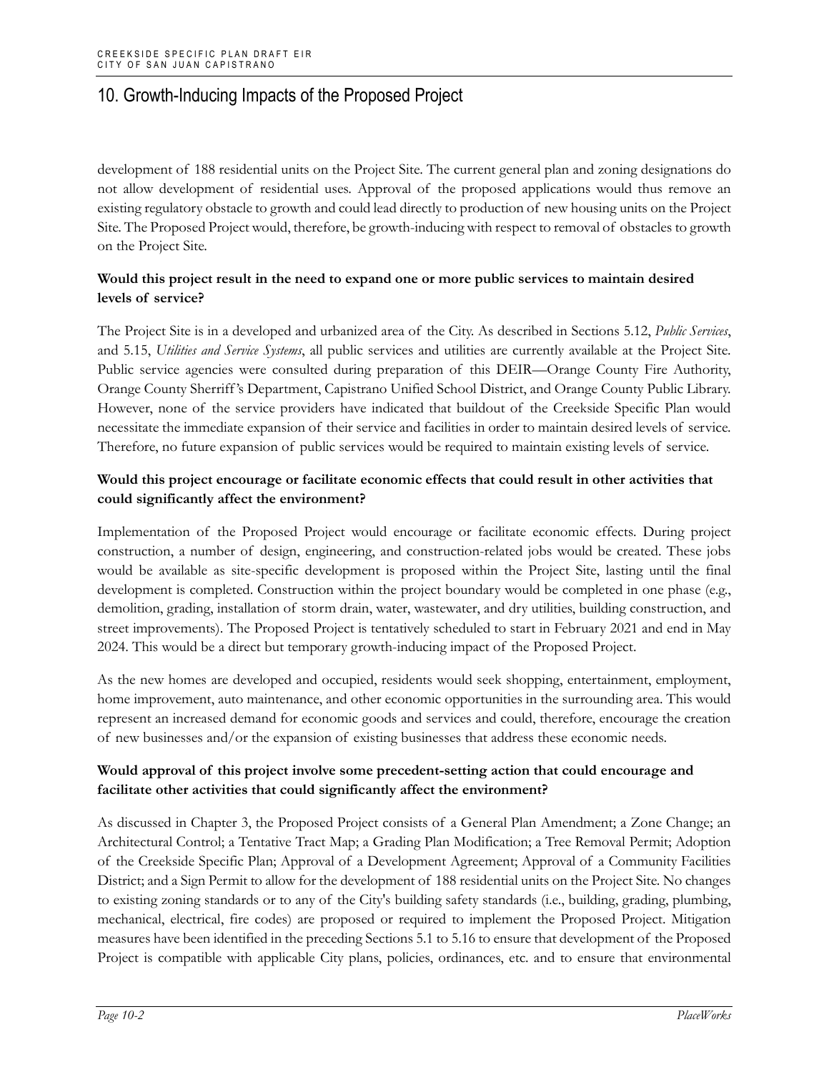development of 188 residential units on the Project Site. The current general plan and zoning designations do not allow development of residential uses. Approval of the proposed applications would thus remove an existing regulatory obstacle to growth and could lead directly to production of new housing units on the Project Site. The Proposed Project would, therefore, be growth-inducing with respect to removal of obstacles to growth on the Project Site.

**Would this project result in the need to expand one or more public services to maintain desired levels of service?**

The Project Site is in a developed and urbanized area of the City. As described in Sections 5.12, *Public Services*, and 5.15, *Utilities and Service Systems*, all public services and utilities are currently available at the Project Site. Public service agencies were consulted during preparation of this DEIR—Orange County Fire Authority, Orange County Sherriff's Department, Capistrano Unified School District, and Orange County Public Library. However, none of the service providers have indicated that buildout of the Creekside Specific Plan would necessitate the immediate expansion of their service and facilities in order to maintain desired levels of service. Therefore, no future expansion of public services would be required to maintain existing levels of service.

**Would this project encourage or facilitate economic effects that could result in other activities that could significantly affect the environment?**

Implementation of the Proposed Project would encourage or facilitate economic effects. During project construction, a number of design, engineering, and construction-related jobs would be created. These jobs would be available as site-specific development is proposed within the Project Site, lasting until the final development is completed. Construction within the project boundary would be completed in one phase (e.g., demolition, grading, installation of storm drain, water, wastewater, and dry utilities, building construction, and street improvements). The Proposed Project is tentatively scheduled to start in February 2021 and end in May 2024. This would be a direct but temporary growth-inducing impact of the Proposed Project.

As the new homes are developed and occupied, residents would seek shopping, entertainment, employment, home improvement, auto maintenance, and other economic opportunities in the surrounding area. This would represent an increased demand for economic goods and services and could, therefore, encourage the creation of new businesses and/or the expansion of existing businesses that address these economic needs.

**Would approval of this project involve some precedent-setting action that could encourage and facilitate other activities that could significantly affect the environment?**

As discussed in Chapter 3, the Proposed Project consists of a General Plan Amendment; a Zone Change; an Architectural Control; a Tentative Tract Map; a Grading Plan Modification; a Tree Removal Permit; Adoption of the Creekside Specific Plan; Approval of a Development Agreement; Approval of a Community Facilities District; and a Sign Permit to allow for the development of 188 residential units on the Project Site. No changes to existing zoning standards or to any of the City's building safety standards (i.e., building, grading, plumbing, mechanical, electrical, fire codes) are proposed or required to implement the Proposed Project. Mitigation measures have been identified in the preceding Sections 5.1 to 5.16 to ensure that development of the Proposed Project is compatible with applicable City plans, policies, ordinances, etc. and to ensure that environmental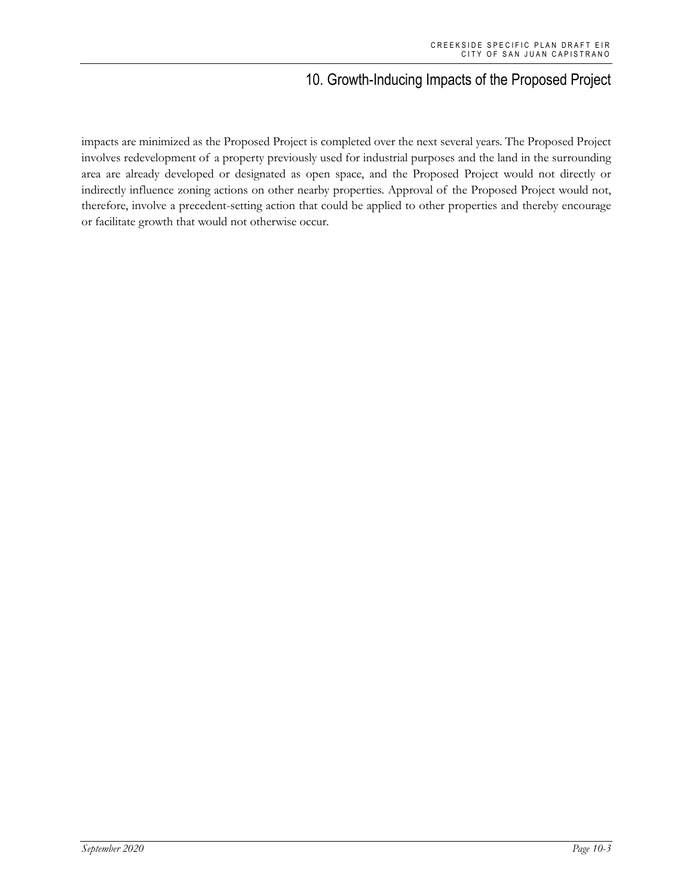impacts are minimized as the Proposed Project is completed over the next several years. The Proposed Project involves redevelopment of a property previously used for industrial purposes and the land in the surrounding area are already developed or designated as open space, and the Proposed Project would not directly or indirectly influence zoning actions on other nearby properties. Approval of the Proposed Project would not, therefore, involve a precedent-setting action that could be applied to other properties and thereby encourage or facilitate growth that would not otherwise occur.